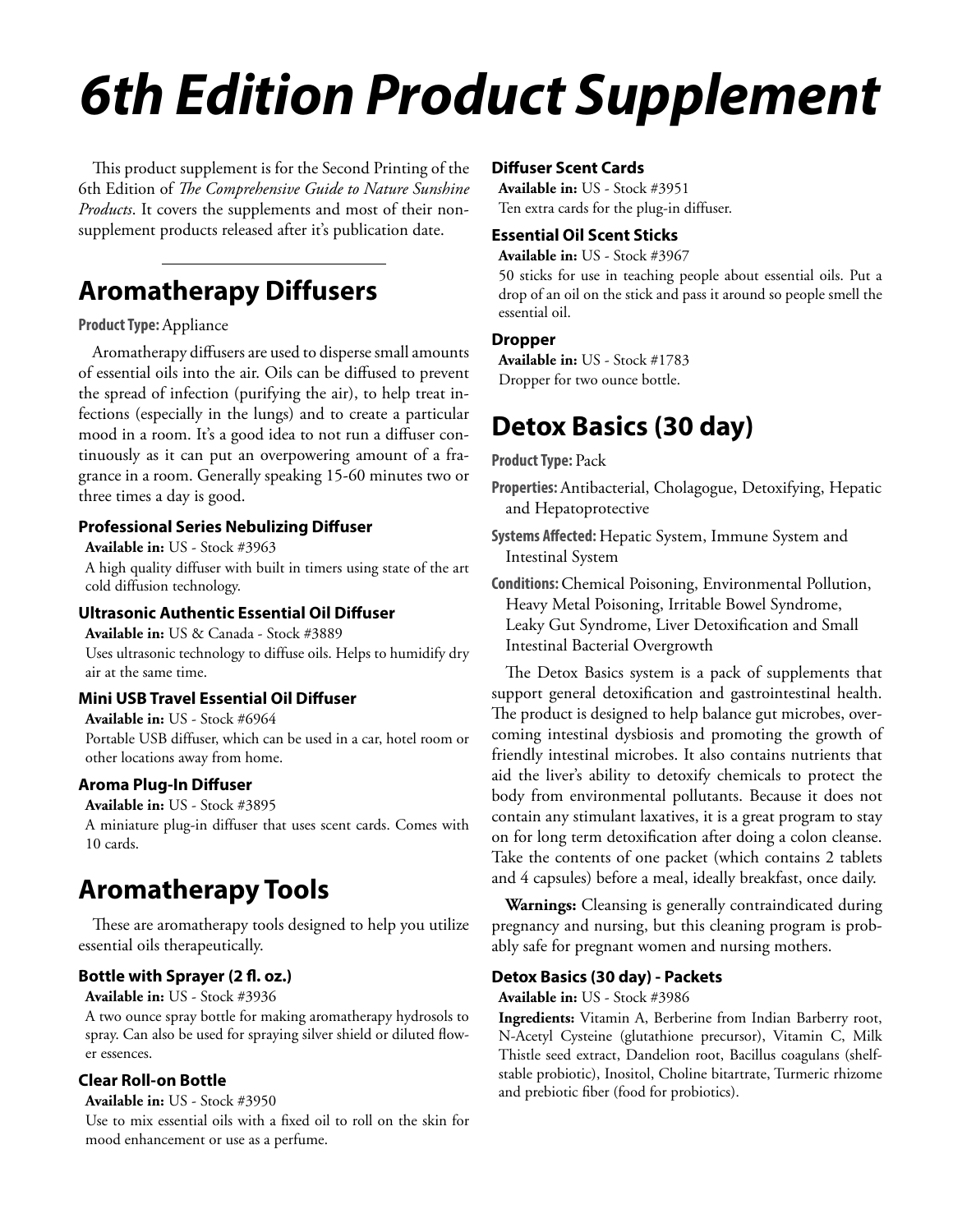# 6th Edition Product Supplement

This product supplement is for the Second Printing of the 6th Edition of *The Comprehensive Guide to Nature Sunshine Products*. It covers the supplements and most of their non-supplement products released after it's publication date.

## Aromatherapy Diffusers

**Product Type:** Appliance

Aromatherapy diffusers are used to disperse small amounts of essential oils into the air. Oils can be diffused to prevent the spread of infection (purifying the air), to help treat infections (especially in the lungs) and to create a particular mood in a room. It's a good idea to not run a diffuser continuously as it can put an overpowering amount of a fragrance in a room. Generally speaking 15-60 minutes two or three times a day is good.

### Professional Series Nebulizing Diffuser

**Available in:** US - Stock #3963

A high quality diffuser with built in timers using state of the art cold diffusion technology.

### Ultrasonic Authentic Essential Oil Diffuser

**Available in:** US & Canada - Stock #3889

Uses ultrasonic technology to diffuse oils. Helps to humidify dry air at the same time.

### Mini USB Travel Essential Oil Diffuser

**Available in:** US - Stock #6964

Portable USB diffuser, which can be used in a car, hotel room or other locations away from home.

### Aroma Plug-In Diffuser

**Available in:** US - Stock #3895

A miniature plug-in diffuser that uses scent cards. Comes with 10 cards.

## Aromatherapy Tools

These are aromatherapy tools designed to help you utilize essential oils therapeutically.

### Bottle with Sprayer (2 fl. oz.)

**Available in:** US - Stock #3936

A two ounce spray bottle for making aromatherapy hydrosols to spray. Can also be used for spraying silver shield or diluted flower essences.

### Clear Roll-on Bottle

**Available in:** US - Stock #3950

Use to mix essential oils with a fixed oil to roll on the skin for mood enhancement or use as a perfume.

### Diffuser Scent Cards

**Available in:** US - Stock #3951

Ten extra cards for the plug-in diffuser.

### Essential Oil Scent Sticks

**Available in:** US - Stock #3967

50 sticks for use in teaching people about essential oils. Put a drop of an oil on the stick and pass it around so people smell the essential oil.

### Dropper

**Available in:** US - Stock #1783

Dropper for two ounce bottle.

## Detox Basics (30 day)

**Product Type:** Pack

**Properties:** Antibacterial, Cholagogue, Detoxifying, Hepatic and Hepatoprotective

**Systems Affected:** Hepatic System, Immune System and Intestinal System

**Conditions:** Chemical Poisoning, Environmental Pollution, Heavy Metal Poisoning, Irritable Bowel Syndrome, Leaky Gut Syndrome, Liver Detoxification and Small Intestinal Bacterial Overgrowth

The Detox Basics system is a pack of supplements that support general detoxification and gastrointestinal health. The product is designed to help balance gut microbes, overcoming intestinal dysbiosis and promoting the growth of friendly intestinal microbes. It also contains nutrients that aid the liver's ability to detoxify chemicals to protect the body from environmental pollutants. Because it does not contain any stimulant laxatives, it is a great program to stay on for long term detoxification after doing a colon cleanse. Take the contents of one packet (which contains 2 tablets and 4 capsules) before a meal, ideally breakfast, once daily.

**Warnings:** Cleansing is generally contraindicated during pregnancy and nursing, but this cleaning program is probably safe for pregnant women and nursing mothers.

### Detox Basics (30 day) - Packets

**Available in:** US - Stock #3986

**Ingredients:** Vitamin A, Berberine from Indian Barberry root, N-Acetyl Cysteine (glutathione precursor), Vitamin C, Milk Thistle seed extract, Dandelion root, Bacillus coagulans (shelf-stable probiotic), Inositol, Choline bitartrate, Turmeric rhizome and prebiotic fiber (food for probiotics).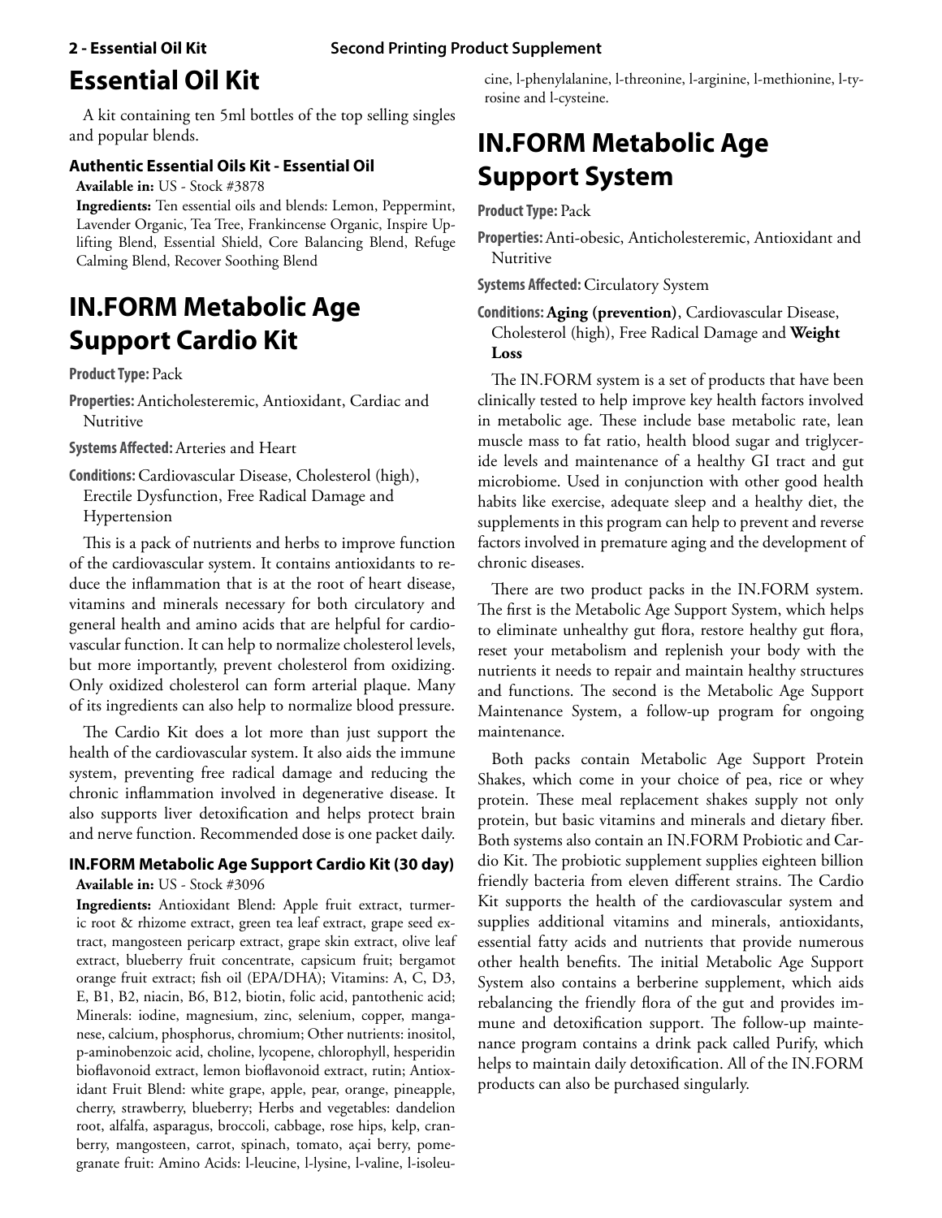# Essential Oil Kit

A kit containing ten 5ml bottles of the top selling singles and popular blends.

### Authentic Essential Oils Kit - Essential Oil

**Available in:** US - Stock #3878

**Ingredients:** Ten essential oils and blends: Lemon, Peppermint, Lavender Organic, Tea Tree, Frankincense Organic, Inspire Uplifting Blend, Essential Shield, Core Balancing Blend, Refuge Calming Blend, Recover Soothing Blend

# IN.FORM Metabolic Age Support Cardio Kit

**Product Type:** Pack

**Properties:** Anticholesteremic, Antioxidant, Cardiac and Nutritive

**Systems Affected:** Arteries and Heart

**Conditions:** Cardiovascular Disease, Cholesterol (high), Erectile Dysfunction, Free Radical Damage and Hypertension

This is a pack of nutrients and herbs to improve function of the cardiovascular system. It contains antioxidants to reduce the inflammation that is at the root of heart disease, vitamins and minerals necessary for both circulatory and general health and amino acids that are helpful for cardiovascular function. It can help to normalize cholesterol levels, but more importantly, prevent cholesterol from oxidizing. Only oxidized cholesterol can form arterial plaque. Many of its ingredients can also help to normalize blood pressure.

The Cardio Kit does a lot more than just support the health of the cardiovascular system. It also aids the immune system, preventing free radical damage and reducing the chronic inflammation involved in degenerative disease. It also supports liver detoxification and helps protect brain and nerve function. Recommended dose is one packet daily.

### IN.FORM Metabolic Age Support Cardio Kit (30 day)

**Available in:** US - Stock #3096

**Ingredients:** Antioxidant Blend: Apple fruit extract, turmeric root & rhizome extract, green tea leaf extract, grape seed extract, mangosteen pericarp extract, grape skin extract, olive leaf extract, blueberry fruit concentrate, capsicum fruit; bergamot orange fruit extract; fish oil (EPA/DHA); Vitamins: A, C, D3, E, B1, B2, niacin, B6, B12, biotin, folic acid, pantothenic acid; Minerals: iodine, magnesium, zinc, selenium, copper, manganese, calcium, phosphorus, chromium; Other nutrients: inositol, p-aminobenzoic acid, choline, lycopene, chlorophyll, hesperidin bioflavonoid extract, lemon bioflavonoid extract, rutin; Antioxidant Fruit Blend: white grape, apple, pear, orange, pineapple, cherry, strawberry, blueberry; Herbs and vegetables: dandelion root, alfalfa, asparagus, broccoli, cabbage, rose hips, kelp, cranberry, mangosteen, carrot, spinach, tomato, açai berry, pomegranate fruit: Amino Acids: l-leucine, l-lysine, l-valine, l-isoleucine, l-phenylalanine, l-threonine, l-arginine, l-methionine, l-tyrosine and l-cysteine.

# IN.FORM Metabolic Age Support System

**Product Type:** Pack

**Properties:** Anti-obesic, Anticholesteremic, Antioxidant and Nutritive

**Systems Affected:** Circulatory System

**Conditions:** **Aging (prevention)**, Cardiovascular Disease, Cholesterol (high), Free Radical Damage and **Weight Loss**

The IN.FORM system is a set of products that have been clinically tested to help improve key health factors involved in metabolic age. These include base metabolic rate, lean muscle mass to fat ratio, health blood sugar and triglyceride levels and maintenance of a healthy GI tract and gut microbiome. Used in conjunction with other good health habits like exercise, adequate sleep and a healthy diet, the supplements in this program can help to prevent and reverse factors involved in premature aging and the development of chronic diseases.

There are two product packs in the IN.FORM system. The first is the Metabolic Age Support System, which helps to eliminate unhealthy gut flora, restore healthy gut flora, reset your metabolism and replenish your body with the nutrients it needs to repair and maintain healthy structures and functions. The second is the Metabolic Age Support Maintenance System, a follow-up program for ongoing maintenance.

Both packs contain Metabolic Age Support Protein Shakes, which come in your choice of pea, rice or whey protein. These meal replacement shakes supply not only protein, but basic vitamins and minerals and dietary fiber. Both systems also contain an IN.FORM Probiotic and Cardio Kit. The probiotic supplement supplies eighteen billion friendly bacteria from eleven different strains. The Cardio Kit supports the health of the cardiovascular system and supplies additional vitamins and minerals, antioxidants, essential fatty acids and nutrients that provide numerous other health benefits. The initial Metabolic Age Support System also contains a berberine supplement, which aids rebalancing the friendly flora of the gut and provides immune and detoxification support. The follow-up maintenance program contains a drink pack called Purify, which helps to maintain daily detoxification. All of the IN.FORM products can also be purchased singularly.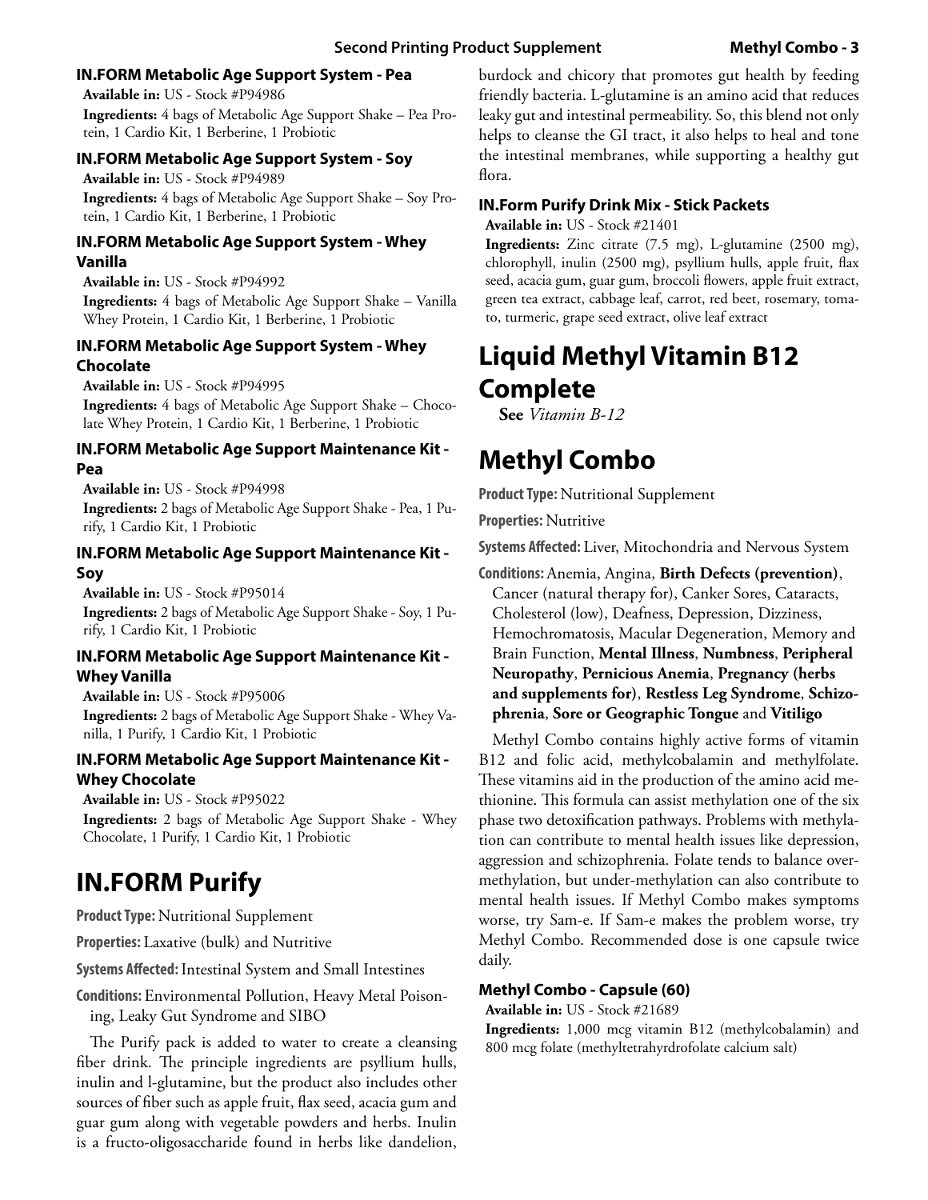#### IN.FORM Metabolic Age Support System - Pea

**Available in:** US - Stock #P94986

**Ingredients:** 4 bags of Metabolic Age Support Shake – Pea Protein, 1 Cardio Kit, 1 Berberine, 1 Probiotic

#### IN.FORM Metabolic Age Support System - Soy

**Available in:** US - Stock #P94989

**Ingredients:** 4 bags of Metabolic Age Support Shake – Soy Protein, 1 Cardio Kit, 1 Berberine, 1 Probiotic

#### IN.FORM Metabolic Age Support System - Whey Vanilla

**Available in:** US - Stock #P94992

**Ingredients:** 4 bags of Metabolic Age Support Shake – Vanilla Whey Protein, 1 Cardio Kit, 1 Berberine, 1 Probiotic

#### IN.FORM Metabolic Age Support System - Whey Chocolate

**Available in:** US - Stock #P94995

**Ingredients:** 4 bags of Metabolic Age Support Shake – Chocolate Whey Protein, 1 Cardio Kit, 1 Berberine, 1 Probiotic

#### IN.FORM Metabolic Age Support Maintenance Kit - Pea

**Available in:** US - Stock #P94998

**Ingredients:** 2 bags of Metabolic Age Support Shake - Pea, 1 Purify, 1 Cardio Kit, 1 Probiotic

#### IN.FORM Metabolic Age Support Maintenance Kit - Soy

**Available in:** US - Stock #P95014

**Ingredients:** 2 bags of Metabolic Age Support Shake - Soy, 1 Purify, 1 Cardio Kit, 1 Probiotic

#### IN.FORM Metabolic Age Support Maintenance Kit - Whey Vanilla

**Available in:** US - Stock #P95006

**Ingredients:** 2 bags of Metabolic Age Support Shake - Whey Vanilla, 1 Purify, 1 Cardio Kit, 1 Probiotic

#### IN.FORM Metabolic Age Support Maintenance Kit - Whey Chocolate

**Available in:** US - Stock #P95022

**Ingredients:** 2 bags of Metabolic Age Support Shake - Whey Chocolate, 1 Purify, 1 Cardio Kit, 1 Probiotic

## IN.FORM Purify

**Product Type:** Nutritional Supplement

**Properties:** Laxative (bulk) and Nutritive

**Systems Affected:** Intestinal System and Small Intestines

**Conditions:** Environmental Pollution, Heavy Metal Poisoning, Leaky Gut Syndrome and SIBO

The Purify pack is added to water to create a cleansing fiber drink. The principle ingredients are psyllium hulls, inulin and l-glutamine, but the product also includes other sources of fiber such as apple fruit, flax seed, acacia gum and guar gum along with vegetable powders and herbs. Inulin is a fructo-oligosaccharide found in herbs like dandelion, burdock and chicory that promotes gut health by feeding friendly bacteria. L-glutamine is an amino acid that reduces leaky gut and intestinal permeability. So, this blend not only helps to cleanse the GI tract, it also helps to heal and tone the intestinal membranes, while supporting a healthy gut flora.

#### IN.Form Purify Drink Mix - Stick Packets

**Available in:** US - Stock #21401

**Ingredients:** Zinc citrate (7.5 mg), L-glutamine (2500 mg), chlorophyll, inulin (2500 mg), psyllium hulls, apple fruit, flax seed, acacia gum, guar gum, broccoli flowers, apple fruit extract, green tea extract, cabbage leaf, carrot, red beet, rosemary, tomato, turmeric, grape seed extract, olive leaf extract

## Liquid Methyl Vitamin B12 Complete

**See** *Vitamin B-12*

## Methyl Combo

**Product Type:** Nutritional Supplement

**Properties:** Nutritive

**Systems Affected:** Liver, Mitochondria and Nervous System

**Conditions:** Anemia, Angina, **Birth Defects (prevention)**, Cancer (natural therapy for), Canker Sores, Cataracts, Cholesterol (low), Deafness, Depression, Dizziness, Hemochromatosis, Macular Degeneration, Memory and Brain Function, **Mental Illness**, **Numbness**, **Peripheral Neuropathy**, **Pernicious Anemia**, **Pregnancy (herbs and supplements for)**, **Restless Leg Syndrome**, **Schizophrenia**, **Sore or Geographic Tongue** and **Vitiligo**

Methyl Combo contains highly active forms of vitamin B12 and folic acid, methylcobalamin and methylfolate. These vitamins aid in the production of the amino acid methionine. This formula can assist methylation one of the six phase two detoxification pathways. Problems with methylation can contribute to mental health issues like depression, aggression and schizophrenia. Folate tends to balance overmethylation, but under-methylation can also contribute to mental health issues. If Methyl Combo makes symptoms worse, try Sam-e. If Sam-e makes the problem worse, try Methyl Combo. Recommended dose is one capsule twice daily.

#### Methyl Combo - Capsule (60)

**Available in:** US - Stock #21689

**Ingredients:** 1,000 mcg vitamin B12 (methylcobalamin) and 800 mcg folate (methyltetrahyrdrofolate calcium salt)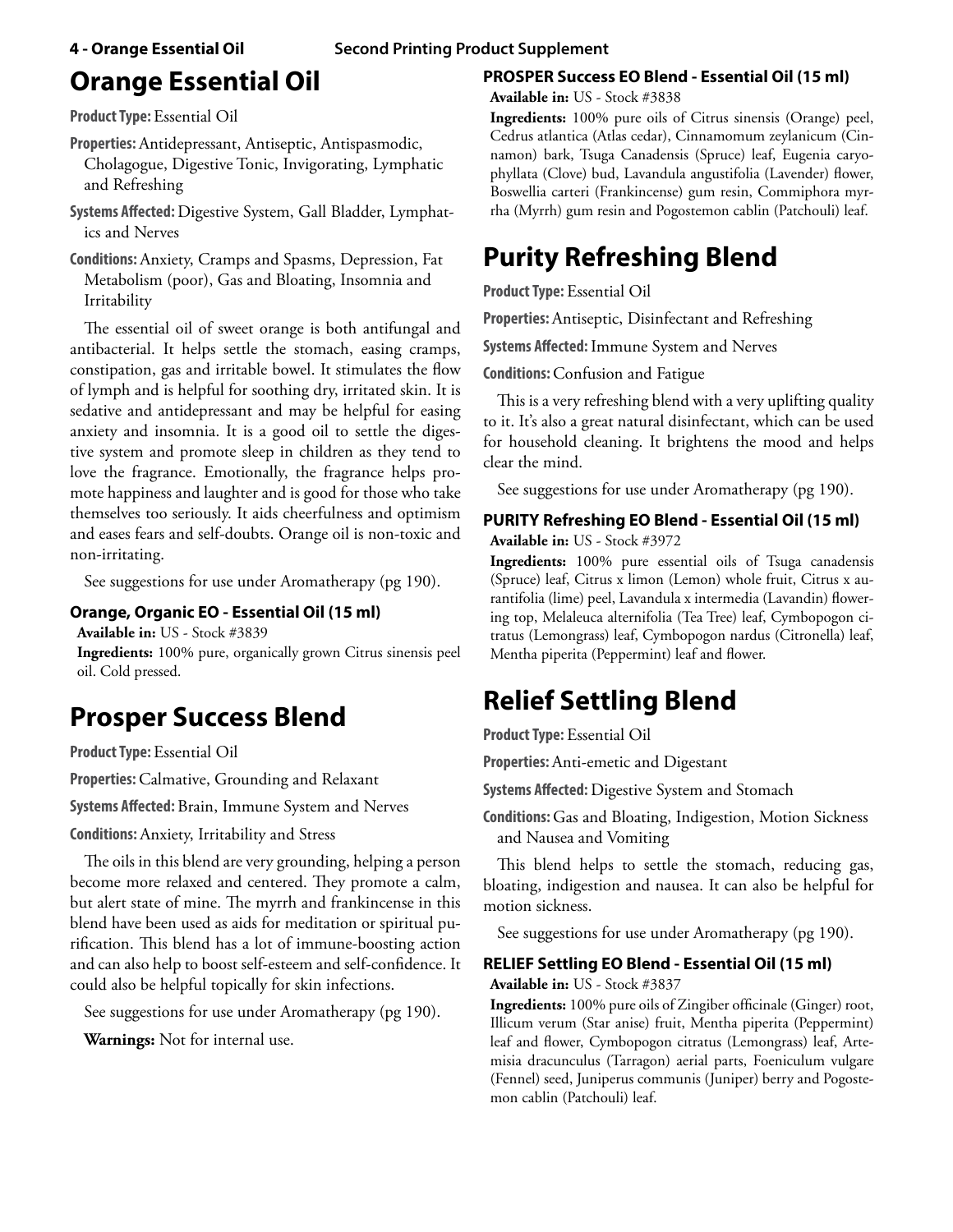# Orange Essential Oil

**Product Type:** Essential Oil

**Properties:** Antidepressant, Antiseptic, Antispasmodic, Cholagogue, Digestive Tonic, Invigorating, Lymphatic and Refreshing

**Systems Affected:** Digestive System, Gall Bladder, Lymphatics and Nerves

**Conditions:** Anxiety, Cramps and Spasms, Depression, Fat Metabolism (poor), Gas and Bloating, Insomnia and Irritability

The essential oil of sweet orange is both antifungal and antibacterial. It helps settle the stomach, easing cramps, constipation, gas and irritable bowel. It stimulates the flow of lymph and is helpful for soothing dry, irritated skin. It is sedative and antidepressant and may be helpful for easing anxiety and insomnia. It is a good oil to settle the digestive system and promote sleep in children as they tend to love the fragrance. Emotionally, the fragrance helps promote happiness and laughter and is good for those who take themselves too seriously. It aids cheerfulness and optimism and eases fears and self-doubts. Orange oil is non-toxic and non-irritating.

See suggestions for use under Aromatherapy (pg 190).

### Orange, Organic EO - Essential Oil (15 ml)

**Available in:** US - Stock #3839

**Ingredients:** 100% pure, organically grown Citrus sinensis peel oil. Cold pressed.

# Prosper Success Blend

**Product Type:** Essential Oil

**Properties:** Calmative, Grounding and Relaxant

**Systems Affected:** Brain, Immune System and Nerves

**Conditions:** Anxiety, Irritability and Stress

The oils in this blend are very grounding, helping a person become more relaxed and centered. They promote a calm, but alert state of mine. The myrrh and frankincense in this blend have been used as aids for meditation or spiritual purification. This blend has a lot of immune-boosting action and can also help to boost self-esteem and self-confidence. It could also be helpful topically for skin infections.

See suggestions for use under Aromatherapy (pg 190).

**Warnings:** Not for internal use.

### PROSPER Success EO Blend - Essential Oil (15 ml)

**Available in:** US - Stock #3838

**Ingredients:** 100% pure oils of Citrus sinensis (Orange) peel, Cedrus atlantica (Atlas cedar), Cinnamomum zeylanicum (Cinnamon) bark, Tsuga Canadensis (Spruce) leaf, Eugenia caryophyllata (Clove) bud, Lavandula angustifolia (Lavender) flower, Boswellia carteri (Frankincense) gum resin, Commiphora myrrha (Myrrh) gum resin and Pogostemon cablin (Patchouli) leaf.

# Purity Refreshing Blend

**Product Type:** Essential Oil

**Properties:** Antiseptic, Disinfectant and Refreshing

**Systems Affected:** Immune System and Nerves

**Conditions:** Confusion and Fatigue

This is a very refreshing blend with a very uplifting quality to it. It's also a great natural disinfectant, which can be used for household cleaning. It brightens the mood and helps clear the mind.

See suggestions for use under Aromatherapy (pg 190).

### PURITY Refreshing EO Blend - Essential Oil (15 ml)

**Available in:** US - Stock #3972

**Ingredients:** 100% pure essential oils of Tsuga canadensis (Spruce) leaf, Citrus x limon (Lemon) whole fruit, Citrus x aurantifolia (lime) peel, Lavandula x intermedia (Lavandin) flowering top, Melaleuca alternifolia (Tea Tree) leaf, Cymbopogon citratus (Lemongrass) leaf, Cymbopogon nardus (Citronella) leaf, Mentha piperita (Peppermint) leaf and flower.

# Relief Settling Blend

**Product Type:** Essential Oil

**Properties:** Anti-emetic and Digestant

**Systems Affected:** Digestive System and Stomach

**Conditions:** Gas and Bloating, Indigestion, Motion Sickness and Nausea and Vomiting

This blend helps to settle the stomach, reducing gas, bloating, indigestion and nausea. It can also be helpful for motion sickness.

See suggestions for use under Aromatherapy (pg 190).

### RELIEF Settling EO Blend - Essential Oil (15 ml)

**Available in:** US - Stock #3837

**Ingredients:** 100% pure oils of Zingiber officinale (Ginger) root, Illicum verum (Star anise) fruit, Mentha piperita (Peppermint) leaf and flower, Cymbopogon citratus (Lemongrass) leaf, Artemisia dracunculus (Tarragon) aerial parts, Foeniculum vulgare (Fennel) seed, Juniperus communis (Juniper) berry and Pogostemon cablin (Patchouli) leaf.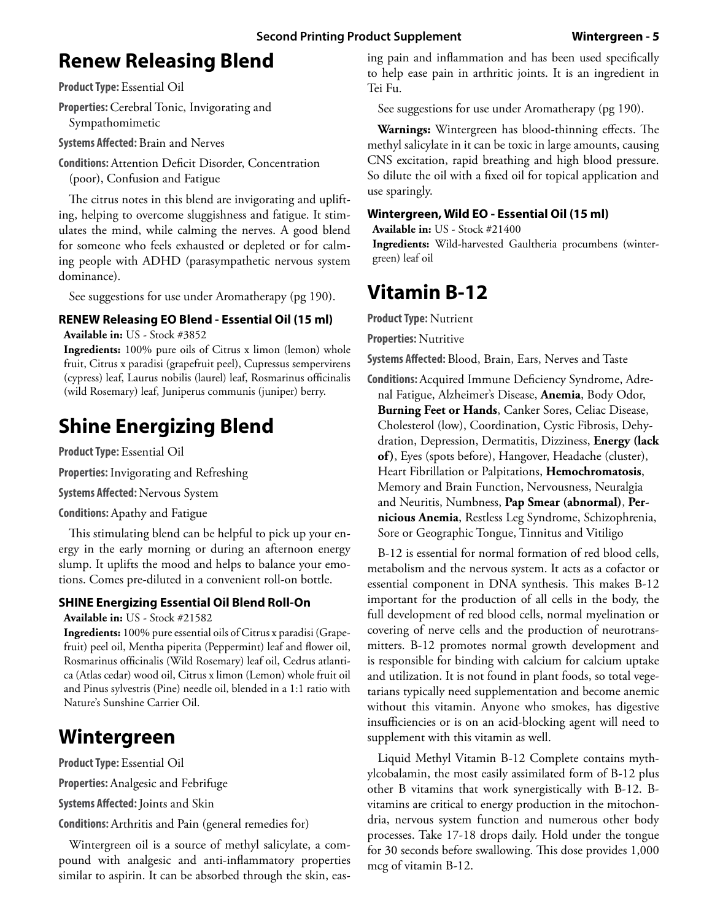# Renew Releasing Blend

**Product Type:** Essential Oil

**Properties:** Cerebral Tonic, Invigorating and Sympathomimetic

**Systems Affected:** Brain and Nerves

**Conditions:** Attention Deficit Disorder, Concentration (poor), Confusion and Fatigue

The citrus notes in this blend are invigorating and uplifting, helping to overcome sluggishness and fatigue. It stimulates the mind, while calming the nerves. A good blend for someone who feels exhausted or depleted or for calming people with ADHD (parasympathetic nervous system dominance).

See suggestions for use under Aromatherapy (pg 190).

### RENEW Releasing EO Blend - Essential Oil (15 ml)

**Available in:** US - Stock #3852

**Ingredients:** 100% pure oils of Citrus x limon (lemon) whole fruit, Citrus x paradisi (grapefruit peel), Cupressus sempervirens (cypress) leaf, Laurus nobilis (laurel) leaf, Rosmarinus officinalis (wild Rosemary) leaf, Juniperus communis (juniper) berry.

# Shine Energizing Blend

**Product Type:** Essential Oil

**Properties:** Invigorating and Refreshing

**Systems Affected:** Nervous System

**Conditions:** Apathy and Fatigue

This stimulating blend can be helpful to pick up your energy in the early morning or during an afternoon energy slump. It uplifts the mood and helps to balance your emotions. Comes pre-diluted in a convenient roll-on bottle.

### SHINE Energizing Essential Oil Blend Roll-On

**Available in:** US - Stock #21582

**Ingredients:** 100% pure essential oils of Citrus x paradisi (Grapefruit) peel oil, Mentha piperita (Peppermint) leaf and flower oil, Rosmarinus officinalis (Wild Rosemary) leaf oil, Cedrus atlantica (Atlas cedar) wood oil, Citrus x limon (Lemon) whole fruit oil and Pinus sylvestris (Pine) needle oil, blended in a 1:1 ratio with Nature's Sunshine Carrier Oil.

# Wintergreen

**Product Type:** Essential Oil

**Properties:** Analgesic and Febrifuge

**Systems Affected:** Joints and Skin

**Conditions:** Arthritis and Pain (general remedies for)

Wintergreen oil is a source of methyl salicylate, a compound with analgesic and anti-inflammatory properties similar to aspirin. It can be absorbed through the skin, easing pain and inflammation and has been used specifically to help ease pain in arthritic joints. It is an ingredient in Tei Fu.

See suggestions for use under Aromatherapy (pg 190).

**Warnings:** Wintergreen has blood-thinning effects. The methyl salicylate in it can be toxic in large amounts, causing CNS excitation, rapid breathing and high blood pressure. So dilute the oil with a fixed oil for topical application and use sparingly.

### Wintergreen, Wild EO - Essential Oil (15 ml)

**Available in:** US - Stock #21400

**Ingredients:** Wild-harvested Gaultheria procumbens (wintergreen) leaf oil

# Vitamin B-12

**Product Type:** Nutrient

**Properties:** Nutritive

**Systems Affected:** Blood, Brain, Ears, Nerves and Taste

**Conditions:** Acquired Immune Deficiency Syndrome, Adrenal Fatigue, Alzheimer's Disease, **Anemia**, Body Odor, **Burning Feet or Hands**, Canker Sores, Celiac Disease, Cholesterol (low), Coordination, Cystic Fibrosis, Dehydration, Depression, Dermatitis, Dizziness, **Energy (lack of)**, Eyes (spots before), Hangover, Headache (cluster), Heart Fibrillation or Palpitations, **Hemochromatosis**, Memory and Brain Function, Nervousness, Neuralgia and Neuritis, Numbness, **Pap Smear (abnormal)**, **Pernicious Anemia**, Restless Leg Syndrome, Schizophrenia, Sore or Geographic Tongue, Tinnitus and Vitiligo

B-12 is essential for normal formation of red blood cells, metabolism and the nervous system. It acts as a cofactor or essential component in DNA synthesis. This makes B-12 important for the production of all cells in the body, the full development of red blood cells, normal myelination or covering of nerve cells and the production of neurotransmitters. B-12 promotes normal growth development and is responsible for binding with calcium for calcium uptake and utilization. It is not found in plant foods, so total vegetarians typically need supplementation and become anemic without this vitamin. Anyone who smokes, has digestive insufficiencies or is on an acid-blocking agent will need to supplement with this vitamin as well.

Liquid Methyl Vitamin B-12 Complete contains mythylcobalamin, the most easily assimilated form of B-12 plus other B vitamins that work synergistically with B-12. B-vitamins are critical to energy production in the mitochondria, nervous system function and numerous other body processes. Take 17-18 drops daily. Hold under the tongue for 30 seconds before swallowing. This dose provides 1,000 mcg of vitamin B-12.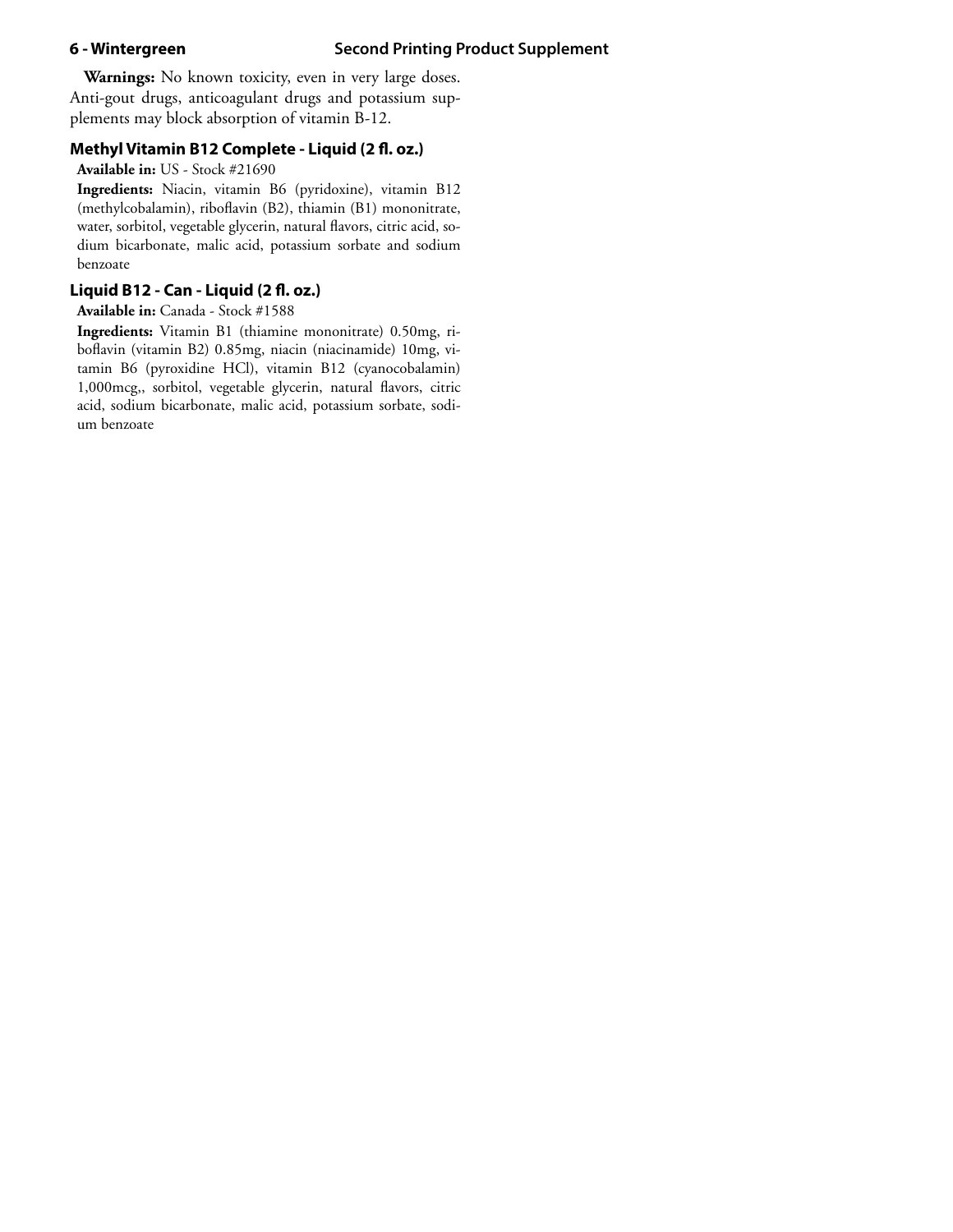**Warnings:** No known toxicity, even in very large doses. Anti-gout drugs, anticoagulant drugs and potassium supplements may block absorption of vitamin B-12.

### Methyl Vitamin B12 Complete - Liquid (2 fl. oz.)

**Available in:** US - Stock #21690

**Ingredients:** Niacin, vitamin B6 (pyridoxine), vitamin B12 (methylcobalamin), riboflavin (B2), thiamin (B1) mononitrate, water, sorbitol, vegetable glycerin, natural flavors, citric acid, sodium bicarbonate, malic acid, potassium sorbate and sodium benzoate

### Liquid B12 - Can - Liquid (2 fl. oz.)

**Available in:** Canada - Stock #1588

**Ingredients:** Vitamin B1 (thiamine mononitrate) 0.50mg, riboflavin (vitamin B2) 0.85mg, niacin (niacinamide) 10mg, vitamin B6 (pyroxidine HCl), vitamin B12 (cyanocobalamin) 1,000mcg,, sorbitol, vegetable glycerin, natural flavors, citric acid, sodium bicarbonate, malic acid, potassium sorbate, sodium benzoate